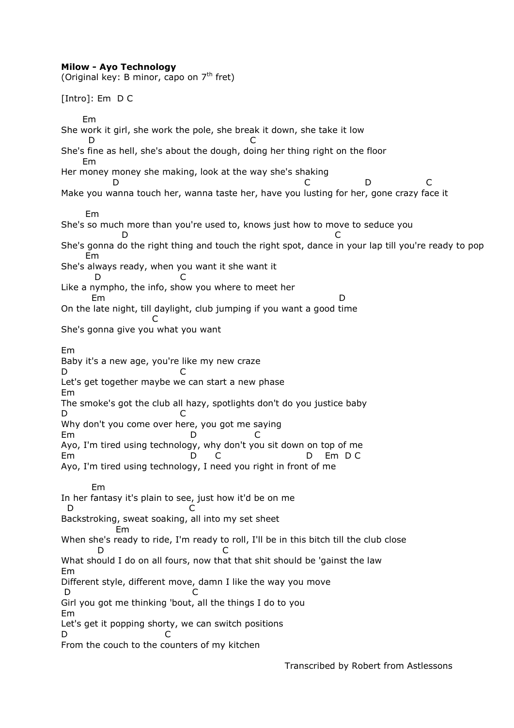**Milow - Ayo Technology**
(Original key: B minor, capo on 7$^{th}$ fret)

[Intro]: Em  D C

```
      Em
She work it girl, she work the pole, she break it down, she take it low
        D                                     C
She's fine as hell, she's about the dough, doing her thing right on the floor
      Em
Her money money she making, look at the way she's shaking
              D                                            C               D               C
Make you wanna touch her, wanna taste her, have you lusting for her, gone crazy face it

       Em
She's so much more than you're used to, knows just how to move to seduce you
                 D                                                  C
She's gonna do the right thing and touch the right spot, dance in your lap till you're ready to pop
       Em
She's always ready, when you want it she want it
          D                   C
Like a nympho, the info, show you where to meet her
         Em                                                       D
On the late night, till daylight, club jumping if you want a good time
                        C
She's gonna give you what you want

Em
Baby it's a new age, you're like my new craze
D                         C
Let's get together maybe we can start a new phase
Em
The smoke's got the club all hazy, spotlights don't do you justice baby
D                         C
Why don't you come over here, you got me saying
Em                             D                C
Ayo, I'm tired using technology, why don't you sit down on top of me
Em                             D     C                     D    Em  D C
Ayo, I'm tired using technology, I need you right in front of me

         Em
In her fantasy it's plain to see, just how it'd be on me
  D                              C
Backstroking, sweat soaking, all into my set sheet
                Em
When she's ready to ride, I'm ready to roll, I'll be in this bitch till the club close
          D                             C
What should I do on all fours, now that that shit should be 'gainst the law
Em
Different style, different move, damn I like the way you move
 D                                C
Girl you got me thinking 'bout, all the things I do to you
Em
Let's get it popping shorty, we can switch positions
D                          C
From the couch to the counters of my kitchen
```

Transcribed by Robert from Astlessons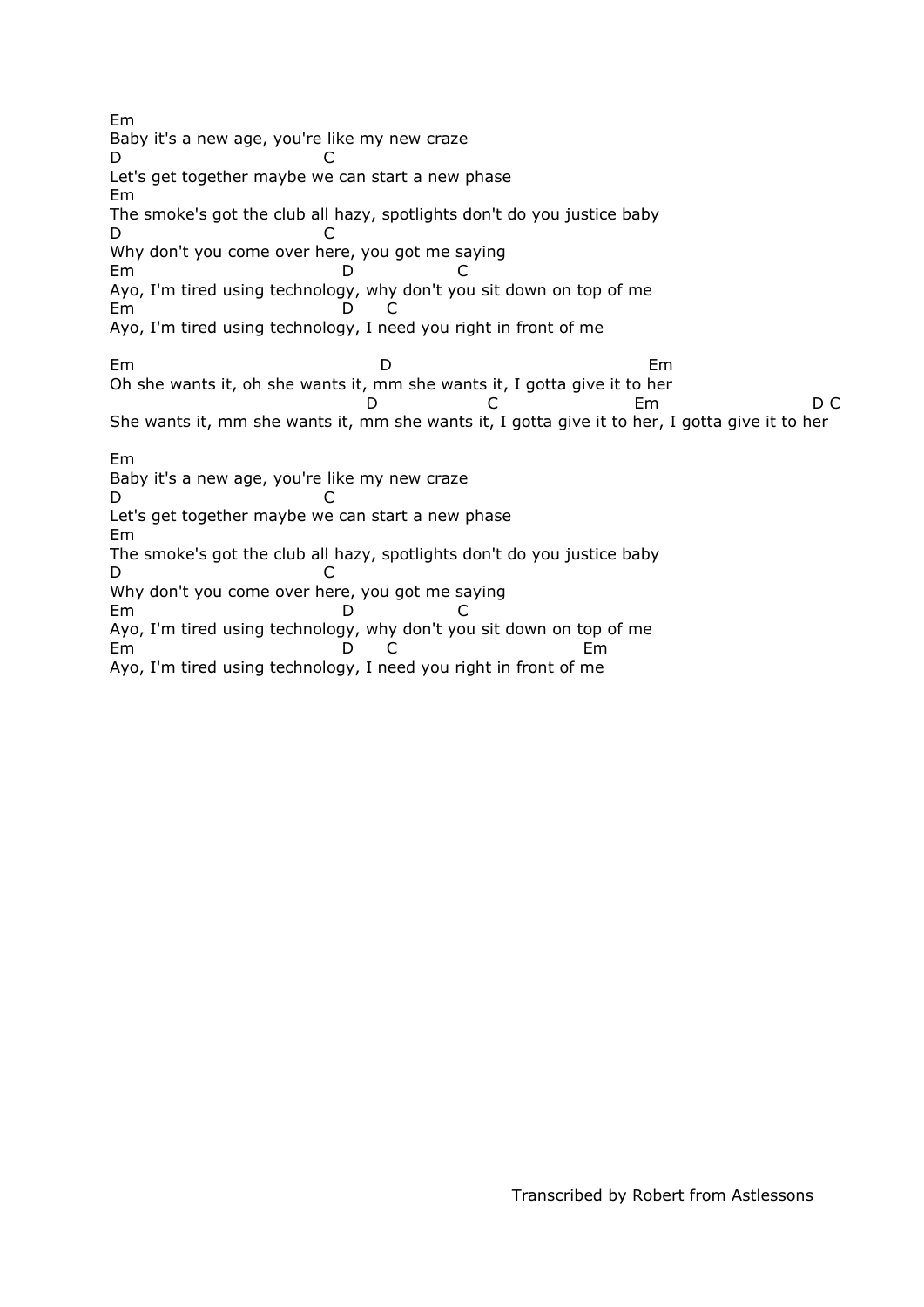```
Em
Baby it's a new age, you're like my new craze
D                          C
Let's get together maybe we can start a new phase
Em
The smoke's got the club all hazy, spotlights don't do you justice baby
D                          C
Why don't you come over here, you got me saying
Em                            D              C
Ayo, I'm tired using technology, why don't you sit down on top of me
Em                            D      C
Ayo, I'm tired using technology, I need you right in front of me

Em                                   D                                   Em
Oh she wants it, oh she wants it, mm she wants it, I gotta give it to her
                                   D                C                   Em                    D C
She wants it, mm she wants it, mm she wants it, I gotta give it to her, I gotta give it to her

Em
Baby it's a new age, you're like my new craze
D                          C
Let's get together maybe we can start a new phase
Em
The smoke's got the club all hazy, spotlights don't do you justice baby
D                          C
Why don't you come over here, you got me saying
Em                            D              C
Ayo, I'm tired using technology, why don't you sit down on top of me
Em                            D      C                          Em
Ayo, I'm tired using technology, I need you right in front of me
```

Transcribed by Robert from Astlessons